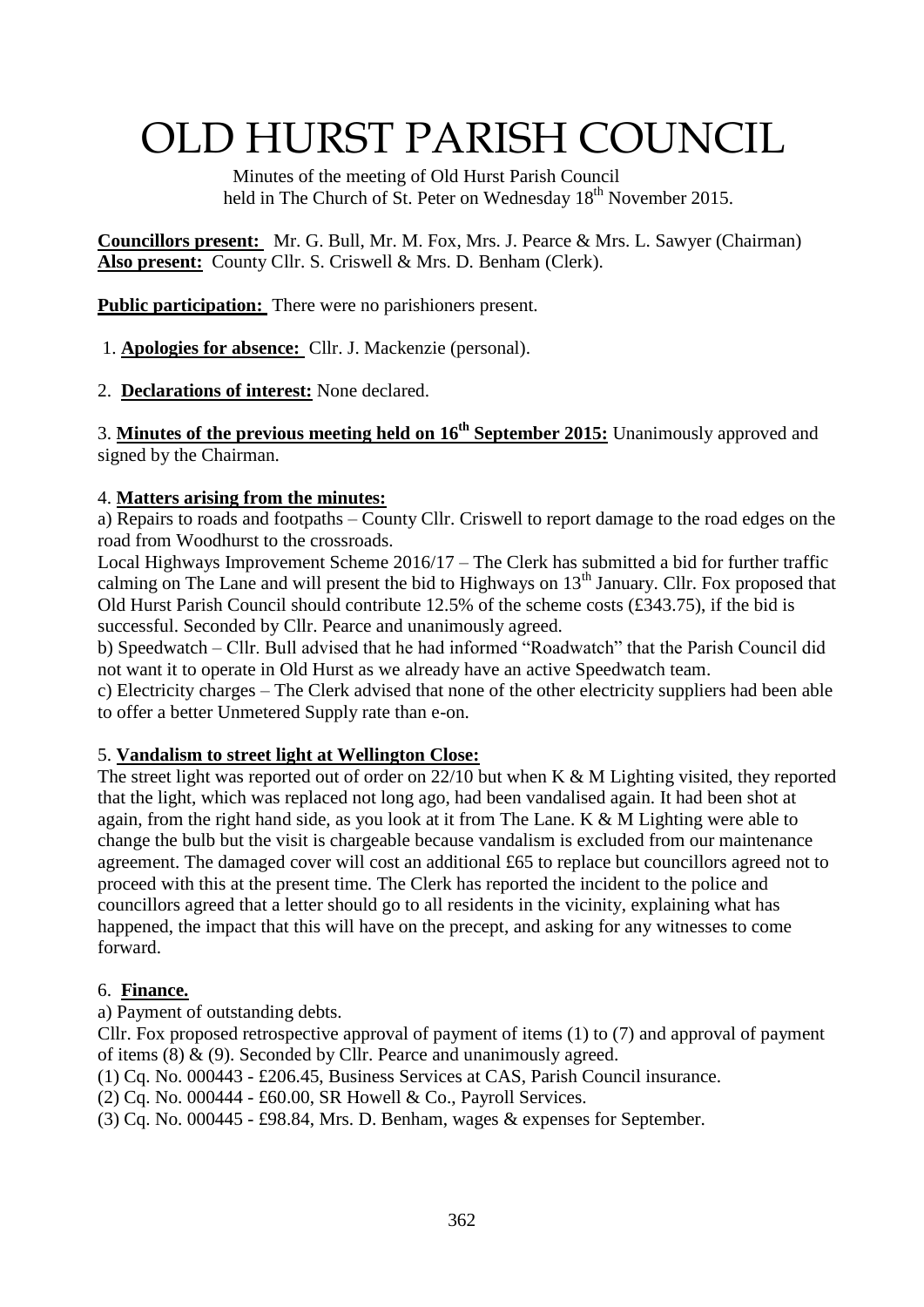# OLD HURST PARISH COUNCIL

Minutes of the meeting of Old Hurst Parish Council held in The Church of St. Peter on Wednesday 18th November 2015.

**Councillors present:** Mr. G. Bull, Mr. M. Fox, Mrs. J. Pearce & Mrs. L. Sawyer (Chairman)
**Also present:** County Cllr. S. Criswell & Mrs. D. Benham (Clerk).

**Public participation:** There were no parishioners present.

1. **Apologies for absence:** Cllr. J. Mackenzie (personal).

2. **Declarations of interest:** None declared.

3. **Minutes of the previous meeting held on 16th September 2015:** Unanimously approved and signed by the Chairman.

4. **Matters arising from the minutes:**

a) Repairs to roads and footpaths – County Cllr. Criswell to report damage to the road edges on the road from Woodhurst to the crossroads.

Local Highways Improvement Scheme 2016/17 – The Clerk has submitted a bid for further traffic calming on The Lane and will present the bid to Highways on 13th January. Cllr. Fox proposed that Old Hurst Parish Council should contribute 12.5% of the scheme costs (£343.75), if the bid is successful. Seconded by Cllr. Pearce and unanimously agreed.

b) Speedwatch – Cllr. Bull advised that he had informed "Roadwatch" that the Parish Council did not want it to operate in Old Hurst as we already have an active Speedwatch team.

c) Electricity charges – The Clerk advised that none of the other electricity suppliers had been able to offer a better Unmetered Supply rate than e-on.

5. **Vandalism to street light at Wellington Close:**

The street light was reported out of order on 22/10 but when K & M Lighting visited, they reported that the light, which was replaced not long ago, had been vandalised again. It had been shot at again, from the right hand side, as you look at it from The Lane. K & M Lighting were able to change the bulb but the visit is chargeable because vandalism is excluded from our maintenance agreement. The damaged cover will cost an additional £65 to replace but councillors agreed not to proceed with this at the present time. The Clerk has reported the incident to the police and councillors agreed that a letter should go to all residents in the vicinity, explaining what has happened, the impact that this will have on the precept, and asking for any witnesses to come forward.

6. **Finance.**

a) Payment of outstanding debts.

Cllr. Fox proposed retrospective approval of payment of items (1) to (7) and approval of payment of items (8) & (9). Seconded by Cllr. Pearce and unanimously agreed.

(1) Cq. No. 000443 - £206.45, Business Services at CAS, Parish Council insurance.
(2) Cq. No. 000444 - £60.00, SR Howell & Co., Payroll Services.
(3) Cq. No. 000445 - £98.84, Mrs. D. Benham, wages & expenses for September.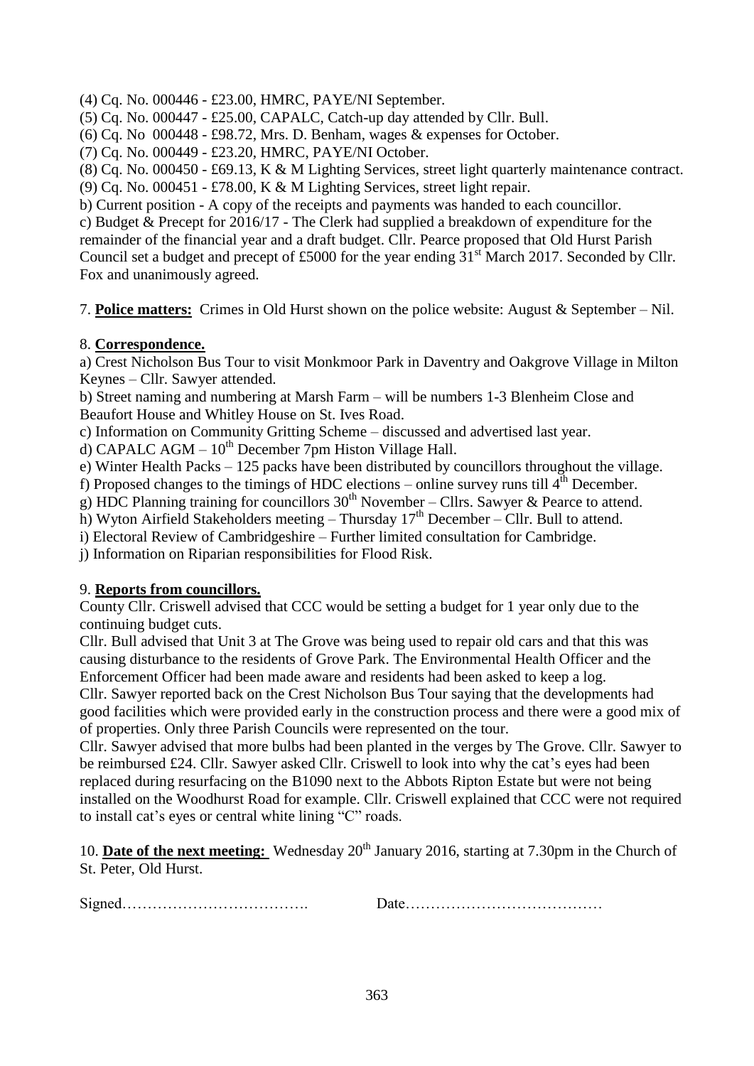(4) Cq. No. 000446 - £23.00, HMRC, PAYE/NI September.
(5) Cq. No. 000447 - £25.00, CAPALC, Catch-up day attended by Cllr. Bull.
(6) Cq. No 000448 - £98.72, Mrs. D. Benham, wages & expenses for October.
(7) Cq. No. 000449 - £23.20, HMRC, PAYE/NI October.
(8) Cq. No. 000450 - £69.13, K & M Lighting Services, street light quarterly maintenance contract.
(9) Cq. No. 000451 - £78.00, K & M Lighting Services, street light repair.
b) Current position - A copy of the receipts and payments was handed to each councillor.
c) Budget & Precept for 2016/17 - The Clerk had supplied a breakdown of expenditure for the remainder of the financial year and a draft budget. Cllr. Pearce proposed that Old Hurst Parish Council set a budget and precept of £5000 for the year ending 31st March 2017. Seconded by Cllr. Fox and unanimously agreed.

7. **Police matters:** Crimes in Old Hurst shown on the police website: August & September – Nil.

8. **Correspondence.**
a) Crest Nicholson Bus Tour to visit Monkmoor Park in Daventry and Oakgrove Village in Milton Keynes – Cllr. Sawyer attended.
b) Street naming and numbering at Marsh Farm – will be numbers 1-3 Blenheim Close and Beaufort House and Whitley House on St. Ives Road.
c) Information on Community Gritting Scheme – discussed and advertised last year.
d) CAPALC AGM – 10th December 7pm Histon Village Hall.
e) Winter Health Packs – 125 packs have been distributed by councillors throughout the village.
f) Proposed changes to the timings of HDC elections – online survey runs till 4th December.
g) HDC Planning training for councillors 30th November – Cllrs. Sawyer & Pearce to attend.
h) Wyton Airfield Stakeholders meeting – Thursday 17th December – Cllr. Bull to attend.
i) Electoral Review of Cambridgeshire – Further limited consultation for Cambridge.
j) Information on Riparian responsibilities for Flood Risk.

9. **Reports from councillors.**
County Cllr. Criswell advised that CCC would be setting a budget for 1 year only due to the continuing budget cuts.
Cllr. Bull advised that Unit 3 at The Grove was being used to repair old cars and that this was causing disturbance to the residents of Grove Park. The Environmental Health Officer and the Enforcement Officer had been made aware and residents had been asked to keep a log.
Cllr. Sawyer reported back on the Crest Nicholson Bus Tour saying that the developments had good facilities which were provided early in the construction process and there were a good mix of of properties. Only three Parish Councils were represented on the tour.
Cllr. Sawyer advised that more bulbs had been planted in the verges by The Grove. Cllr. Sawyer to be reimbursed £24. Cllr. Sawyer asked Cllr. Criswell to look into why the cat's eyes had been replaced during resurfacing on the B1090 next to the Abbots Ripton Estate but were not being installed on the Woodhurst Road for example. Cllr. Criswell explained that CCC were not required to install cat's eyes or central white lining "C" roads.

10. **Date of the next meeting:** Wednesday 20th January 2016, starting at 7.30pm in the Church of St. Peter, Old Hurst.

Signed………………………………. Date…………………………………